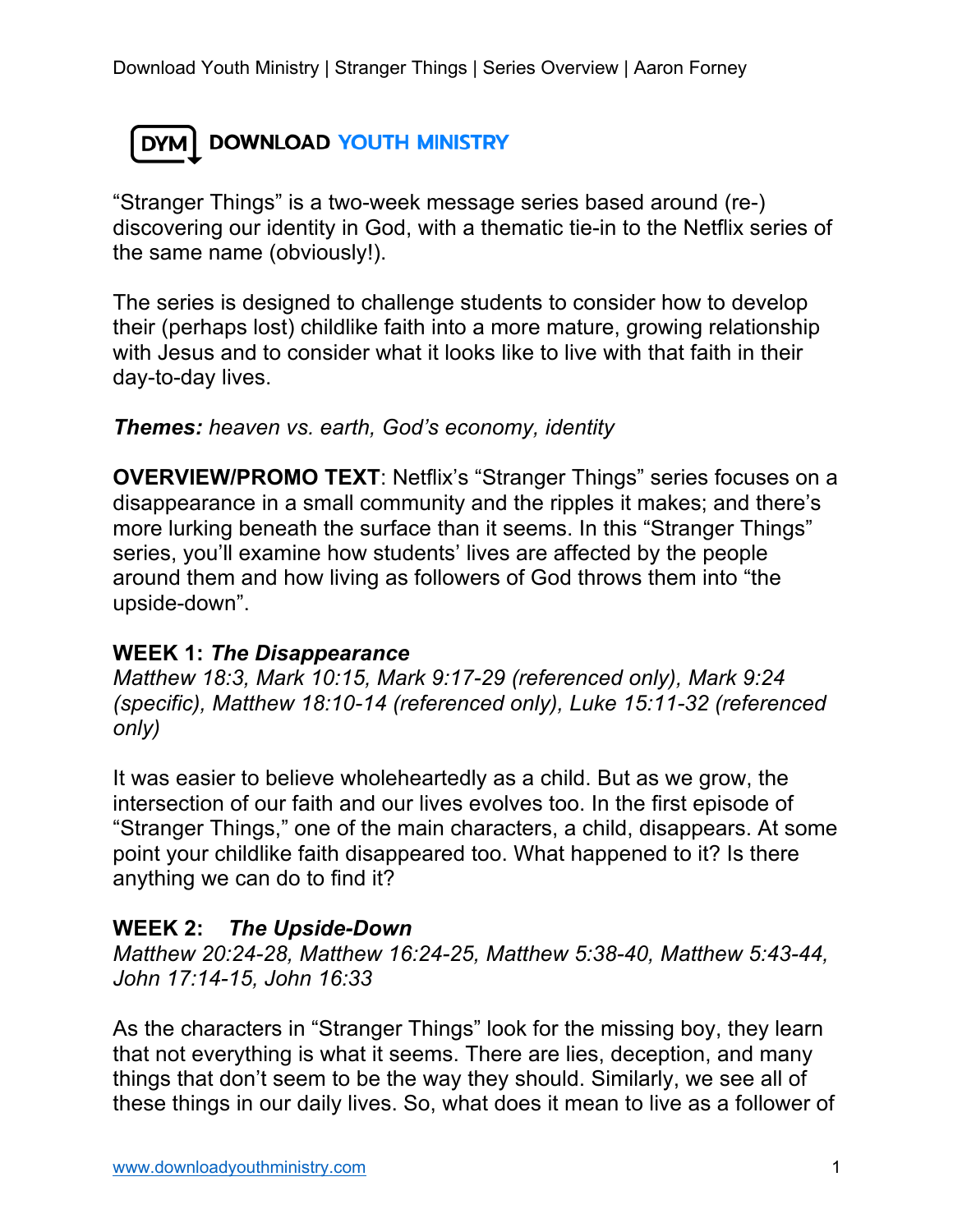DYM DOWNLOAD YOUTH MINISTRY

"Stranger Things" is a two-week message series based around (re-) discovering our identity in God, with a thematic tie-in to the Netflix series of the same name (obviously!).

The series is designed to challenge students to consider how to develop their (perhaps lost) childlike faith into a more mature, growing relationship with Jesus and to consider what it looks like to live with that faith in their day-to-day lives.

***Themes:*** *heaven vs. earth, God's economy, identity*

**OVERVIEW/PROMO TEXT**: Netflix's "Stranger Things" series focuses on a disappearance in a small community and the ripples it makes; and there's more lurking beneath the surface than it seems. In this "Stranger Things" series, you'll examine how students' lives are affected by the people around them and how living as followers of God throws them into "the upside-down".

**WEEK 1: *The Disappearance***
*Matthew 18:3, Mark 10:15, Mark 9:17-29 (referenced only), Mark 9:24 (specific), Matthew 18:10-14 (referenced only), Luke 15:11-32 (referenced only)*

It was easier to believe wholeheartedly as a child. But as we grow, the intersection of our faith and our lives evolves too. In the first episode of "Stranger Things," one of the main characters, a child, disappears. At some point your childlike faith disappeared too. What happened to it? Is there anything we can do to find it?

**WEEK 2: *The Upside-Down***
*Matthew 20:24-28, Matthew 16:24-25, Matthew 5:38-40, Matthew 5:43-44, John 17:14-15, John 16:33*

As the characters in "Stranger Things" look for the missing boy, they learn that not everything is what it seems. There are lies, deception, and many things that don't seem to be the way they should. Similarly, we see all of these things in our daily lives. So, what does it mean to live as a follower of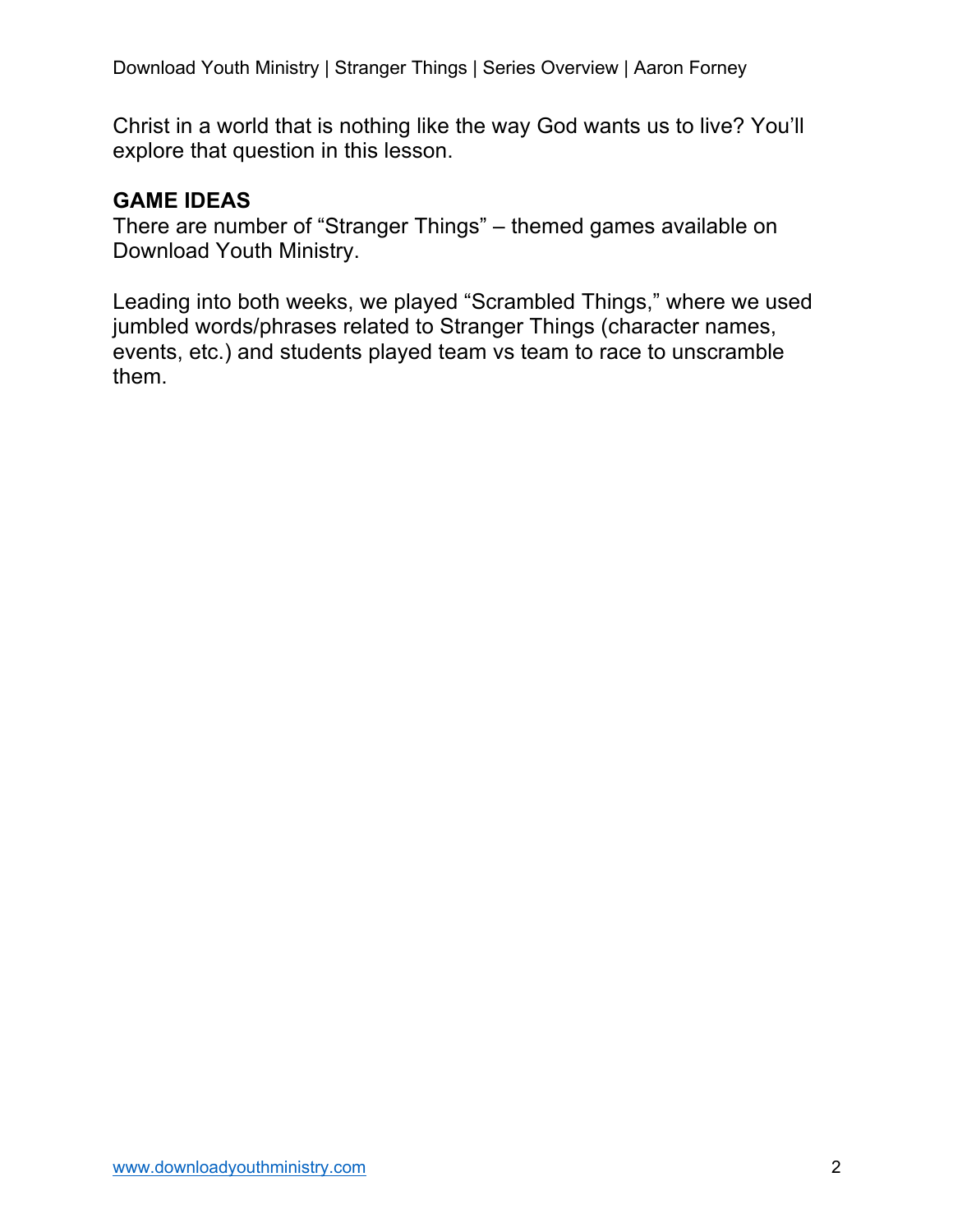Christ in a world that is nothing like the way God wants us to live? You'll explore that question in this lesson.

**GAME IDEAS**

There are number of "Stranger Things" – themed games available on Download Youth Ministry.

Leading into both weeks, we played "Scrambled Things," where we used jumbled words/phrases related to Stranger Things (character names, events, etc.) and students played team vs team to race to unscramble them.